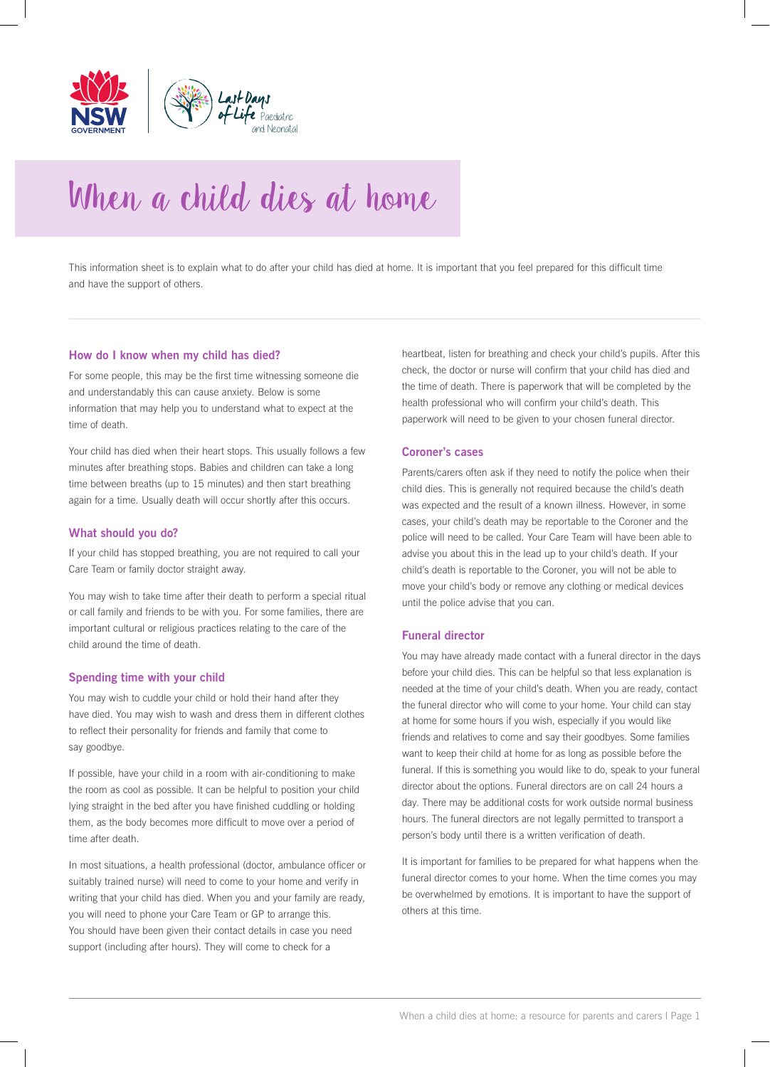# When a child dies at home

This information sheet is to explain what to do after your child has died at home. It is important that you feel prepared for this difficult time and have the support of others.

## How do I know when my child has died?

For some people, this may be the first time witnessing someone die and understandably this can cause anxiety. Below is some information that may help you to understand what to expect at the time of death.

Your child has died when their heart stops. This usually follows a few minutes after breathing stops. Babies and children can take a long time between breaths (up to 15 minutes) and then start breathing again for a time. Usually death will occur shortly after this occurs.

## What should you do?

If your child has stopped breathing, you are not required to call your Care Team or family doctor straight away.

You may wish to take time after their death to perform a special ritual or call family and friends to be with you. For some families, there are important cultural or religious practices relating to the care of the child around the time of death.

## Spending time with your child

You may wish to cuddle your child or hold their hand after they have died. You may wish to wash and dress them in different clothes to reflect their personality for friends and family that come to say goodbye.

If possible, have your child in a room with air-conditioning to make the room as cool as possible. It can be helpful to position your child lying straight in the bed after you have finished cuddling or holding them, as the body becomes more difficult to move over a period of time after death.

In most situations, a health professional (doctor, ambulance officer or suitably trained nurse) will need to come to your home and verify in writing that your child has died. When you and your family are ready, you will need to phone your Care Team or GP to arrange this. You should have been given their contact details in case you need support (including after hours). They will come to check for a heartbeat, listen for breathing and check your child's pupils. After this check, the doctor or nurse will confirm that your child has died and the time of death. There is paperwork that will be completed by the health professional who will confirm your child's death. This paperwork will need to be given to your chosen funeral director.

## Coroner's cases

Parents/carers often ask if they need to notify the police when their child dies. This is generally not required because the child's death was expected and the result of a known illness. However, in some cases, your child's death may be reportable to the Coroner and the police will need to be called. Your Care Team will have been able to advise you about this in the lead up to your child's death. If your child's death is reportable to the Coroner, you will not be able to move your child's body or remove any clothing or medical devices until the police advise that you can.

## Funeral director

You may have already made contact with a funeral director in the days before your child dies. This can be helpful so that less explanation is needed at the time of your child's death. When you are ready, contact the funeral director who will come to your home. Your child can stay at home for some hours if you wish, especially if you would like friends and relatives to come and say their goodbyes. Some families want to keep their child at home for as long as possible before the funeral. If this is something you would like to do, speak to your funeral director about the options. Funeral directors are on call 24 hours a day. There may be additional costs for work outside normal business hours. The funeral directors are not legally permitted to transport a person's body until there is a written verification of death.

It is important for families to be prepared for what happens when the funeral director comes to your home. When the time comes you may be overwhelmed by emotions. It is important to have the support of others at this time.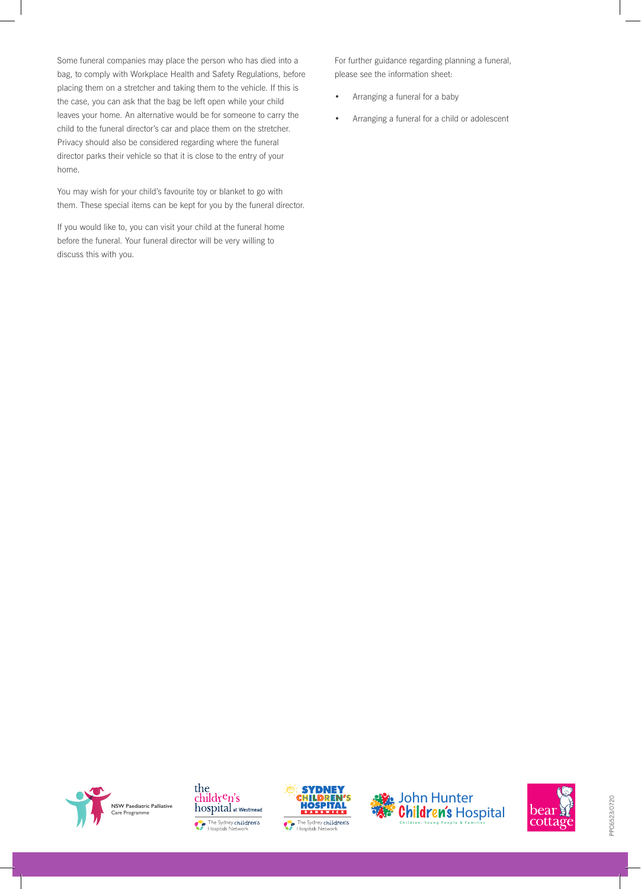Some funeral companies may place the person who has died into a bag, to comply with Workplace Health and Safety Regulations, before placing them on a stretcher and taking them to the vehicle. If this is the case, you can ask that the bag be left open while your child leaves your home. An alternative would be for someone to carry the child to the funeral director's car and place them on the stretcher. Privacy should also be considered regarding where the funeral director parks their vehicle so that it is close to the entry of your home.

You may wish for your child's favourite toy or blanket to go with them. These special items can be kept for you by the funeral director.

If you would like to, you can visit your child at the funeral home before the funeral. Your funeral director will be very willing to discuss this with you.

For further guidance regarding planning a funeral, please see the information sheet:

- Arranging a funeral for a baby
- Arranging a funeral for a child or adolescent

NSW Paediatric Palliative Care Programme

the children's hospital at Westmead — The Sydney children's Hospitals Network

SYDNEY CHILDREN'S HOSPITAL RANDWICK — The Sydney children's Hospitals Network

John Hunter Children's Hospital — Children, Young People & Families

bear cottage

PPC6523/0720